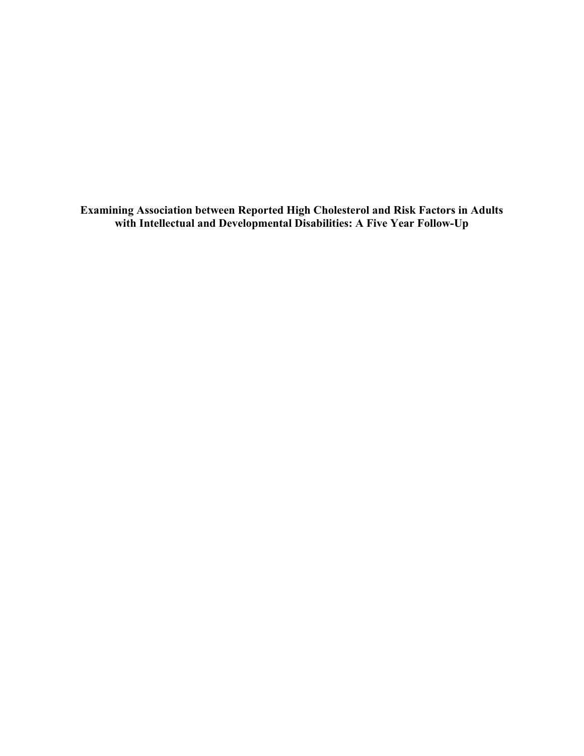# Examining Association between Reported High Cholesterol and Risk Factors in Adults with Intellectual and Developmental Disabilities: A Five Year Follow-Up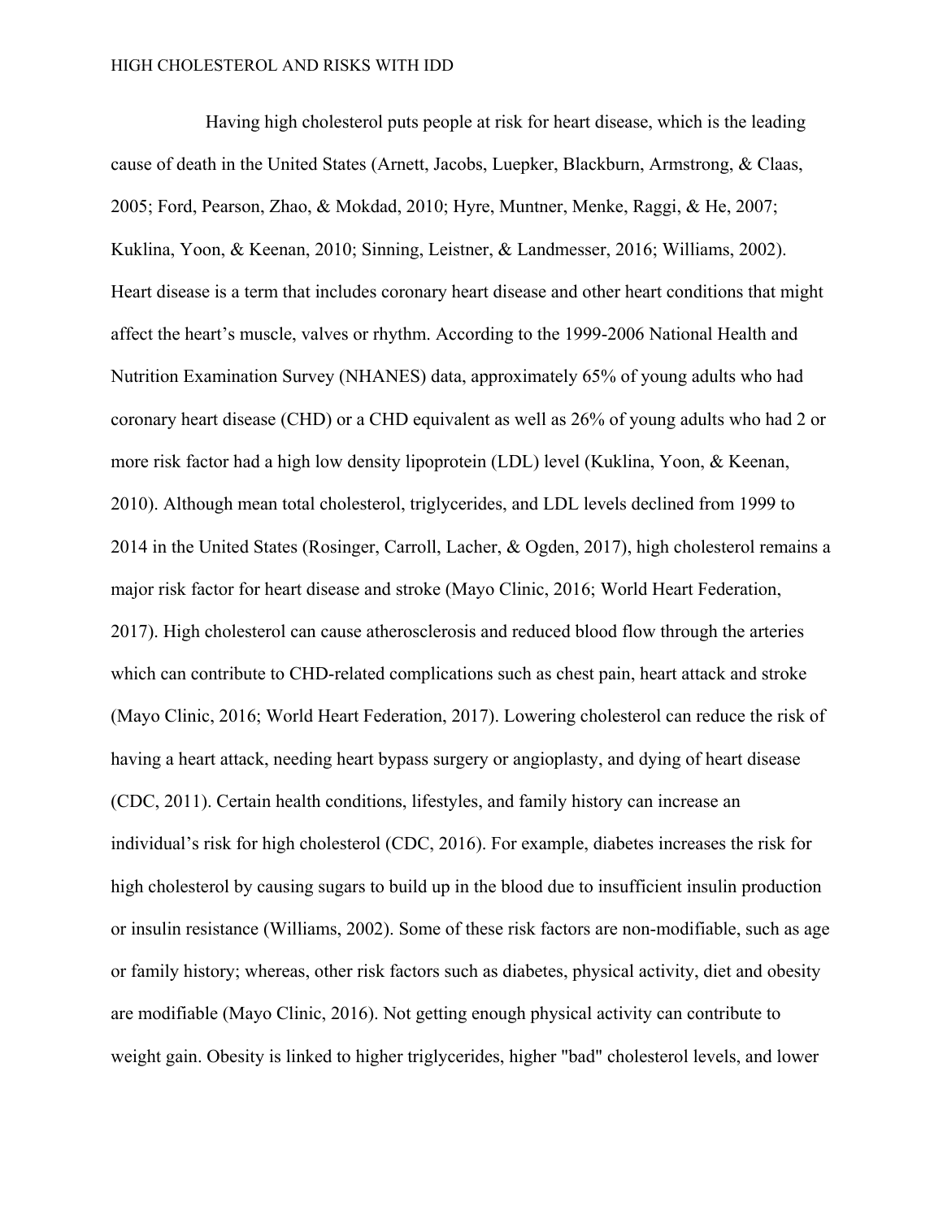Having high cholesterol puts people at risk for heart disease, which is the leading cause of death in the United States (Arnett, Jacobs, Luepker, Blackburn, Armstrong, & Claas, 2005; Ford, Pearson, Zhao, & Mokdad, 2010; Hyre, Muntner, Menke, Raggi, & He, 2007; Kuklina, Yoon, & Keenan, 2010; Sinning, Leistner, & Landmesser, 2016; Williams, 2002). Heart disease is a term that includes coronary heart disease and other heart conditions that might affect the heart's muscle, valves or rhythm. According to the 1999-2006 National Health and Nutrition Examination Survey (NHANES) data, approximately 65% of young adults who had coronary heart disease (CHD) or a CHD equivalent as well as 26% of young adults who had 2 or more risk factor had a high low density lipoprotein (LDL) level (Kuklina, Yoon, & Keenan, 2010). Although mean total cholesterol, triglycerides, and LDL levels declined from 1999 to 2014 in the United States (Rosinger, Carroll, Lacher, & Ogden, 2017), high cholesterol remains a major risk factor for heart disease and stroke (Mayo Clinic, 2016; World Heart Federation, 2017). High cholesterol can cause atherosclerosis and reduced blood flow through the arteries which can contribute to CHD-related complications such as chest pain, heart attack and stroke (Mayo Clinic, 2016; World Heart Federation, 2017). Lowering cholesterol can reduce the risk of having a heart attack, needing heart bypass surgery or angioplasty, and dying of heart disease (CDC, 2011). Certain health conditions, lifestyles, and family history can increase an individual's risk for high cholesterol (CDC, 2016). For example, diabetes increases the risk for high cholesterol by causing sugars to build up in the blood due to insufficient insulin production or insulin resistance (Williams, 2002). Some of these risk factors are non-modifiable, such as age or family history; whereas, other risk factors such as diabetes, physical activity, diet and obesity are modifiable (Mayo Clinic, 2016). Not getting enough physical activity can contribute to weight gain. Obesity is linked to higher triglycerides, higher "bad" cholesterol levels, and lower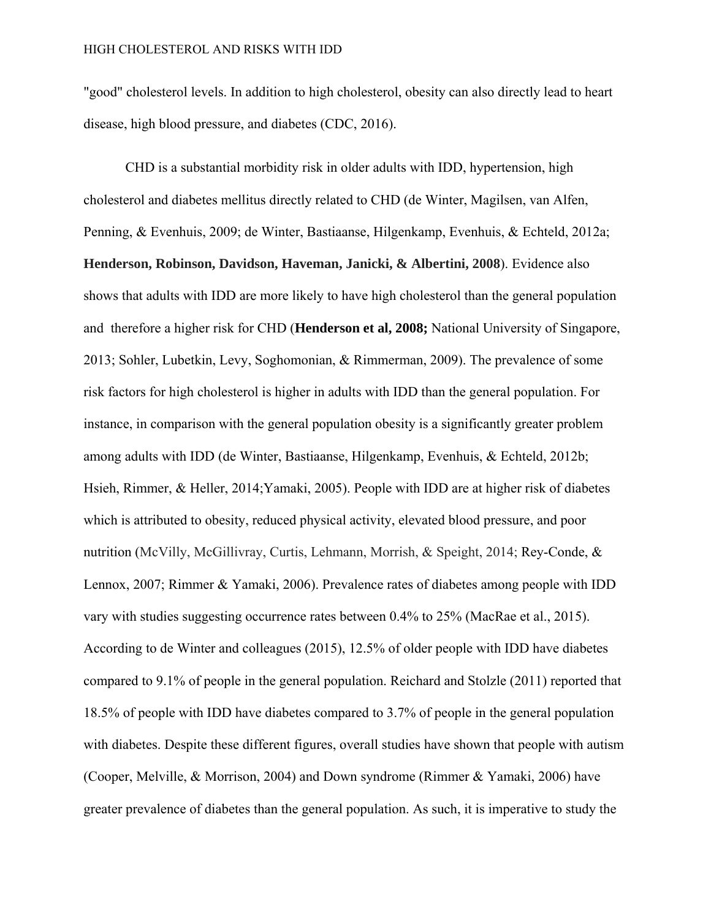"good" cholesterol levels. In addition to high cholesterol, obesity can also directly lead to heart disease, high blood pressure, and diabetes (CDC, 2016).

CHD is a substantial morbidity risk in older adults with IDD, hypertension, high cholesterol and diabetes mellitus directly related to CHD (de Winter, Magilsen, van Alfen, Penning, & Evenhuis, 2009; de Winter, Bastiaanse, Hilgenkamp, Evenhuis, & Echteld, 2012a; **Henderson, Robinson, Davidson, Haveman, Janicki, & Albertini, 2008**). Evidence also shows that adults with IDD are more likely to have high cholesterol than the general population and therefore a higher risk for CHD (**Henderson et al, 2008;** National University of Singapore, 2013; Sohler, Lubetkin, Levy, Soghomonian, & Rimmerman, 2009). The prevalence of some risk factors for high cholesterol is higher in adults with IDD than the general population. For instance, in comparison with the general population obesity is a significantly greater problem among adults with IDD (de Winter, Bastiaanse, Hilgenkamp, Evenhuis, & Echteld, 2012b; Hsieh, Rimmer, & Heller, 2014;Yamaki, 2005). People with IDD are at higher risk of diabetes which is attributed to obesity, reduced physical activity, elevated blood pressure, and poor nutrition (McVilly, McGillivray, Curtis, Lehmann, Morrish, & Speight, 2014; Rey-Conde, & Lennox, 2007; Rimmer & Yamaki, 2006). Prevalence rates of diabetes among people with IDD vary with studies suggesting occurrence rates between 0.4% to 25% (MacRae et al., 2015). According to de Winter and colleagues (2015), 12.5% of older people with IDD have diabetes compared to 9.1% of people in the general population. Reichard and Stolzle (2011) reported that 18.5% of people with IDD have diabetes compared to 3.7% of people in the general population with diabetes. Despite these different figures, overall studies have shown that people with autism (Cooper, Melville, & Morrison, 2004) and Down syndrome (Rimmer & Yamaki, 2006) have greater prevalence of diabetes than the general population. As such, it is imperative to study the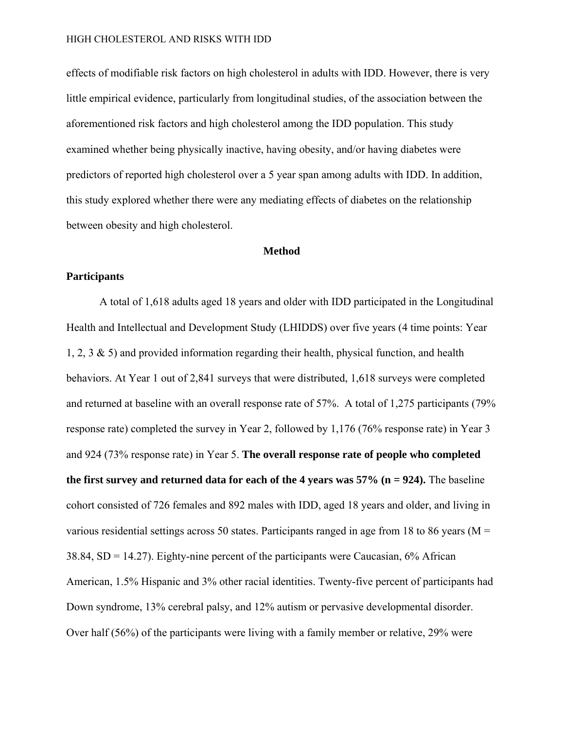effects of modifiable risk factors on high cholesterol in adults with IDD. However, there is very little empirical evidence, particularly from longitudinal studies, of the association between the aforementioned risk factors and high cholesterol among the IDD population. This study examined whether being physically inactive, having obesity, and/or having diabetes were predictors of reported high cholesterol over a 5 year span among adults with IDD. In addition, this study explored whether there were any mediating effects of diabetes on the relationship between obesity and high cholesterol.

## Method

### Participants

A total of 1,618 adults aged 18 years and older with IDD participated in the Longitudinal Health and Intellectual and Development Study (LHIDDS) over five years (4 time points: Year 1, 2, 3 & 5) and provided information regarding their health, physical function, and health behaviors. At Year 1 out of 2,841 surveys that were distributed, 1,618 surveys were completed and returned at baseline with an overall response rate of 57%. A total of 1,275 participants (79% response rate) completed the survey in Year 2, followed by 1,176 (76% response rate) in Year 3 and 924 (73% response rate) in Year 5. **The overall response rate of people who completed the first survey and returned data for each of the 4 years was 57% (n = 924).** The baseline cohort consisted of 726 females and 892 males with IDD, aged 18 years and older, and living in various residential settings across 50 states. Participants ranged in age from 18 to 86 years (M = 38.84, SD = 14.27). Eighty-nine percent of the participants were Caucasian, 6% African American, 1.5% Hispanic and 3% other racial identities. Twenty-five percent of participants had Down syndrome, 13% cerebral palsy, and 12% autism or pervasive developmental disorder. Over half (56%) of the participants were living with a family member or relative, 29% were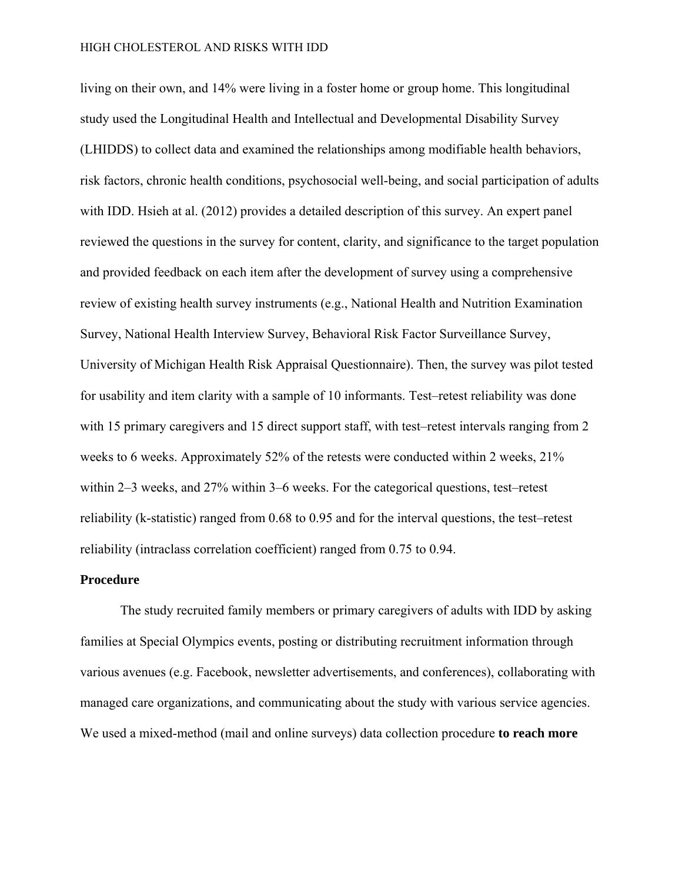living on their own, and 14% were living in a foster home or group home. This longitudinal study used the Longitudinal Health and Intellectual and Developmental Disability Survey (LHIDDS) to collect data and examined the relationships among modifiable health behaviors, risk factors, chronic health conditions, psychosocial well-being, and social participation of adults with IDD. Hsieh at al. (2012) provides a detailed description of this survey. An expert panel reviewed the questions in the survey for content, clarity, and significance to the target population and provided feedback on each item after the development of survey using a comprehensive review of existing health survey instruments (e.g., National Health and Nutrition Examination Survey, National Health Interview Survey, Behavioral Risk Factor Surveillance Survey, University of Michigan Health Risk Appraisal Questionnaire). Then, the survey was pilot tested for usability and item clarity with a sample of 10 informants. Test–retest reliability was done with 15 primary caregivers and 15 direct support staff, with test–retest intervals ranging from 2 weeks to 6 weeks. Approximately 52% of the retests were conducted within 2 weeks, 21% within 2–3 weeks, and 27% within 3–6 weeks. For the categorical questions, test–retest reliability (k-statistic) ranged from 0.68 to 0.95 and for the interval questions, the test–retest reliability (intraclass correlation coefficient) ranged from 0.75 to 0.94.

## Procedure

The study recruited family members or primary caregivers of adults with IDD by asking families at Special Olympics events, posting or distributing recruitment information through various avenues (e.g. Facebook, newsletter advertisements, and conferences), collaborating with managed care organizations, and communicating about the study with various service agencies. We used a mixed-method (mail and online surveys) data collection procedure **to reach more**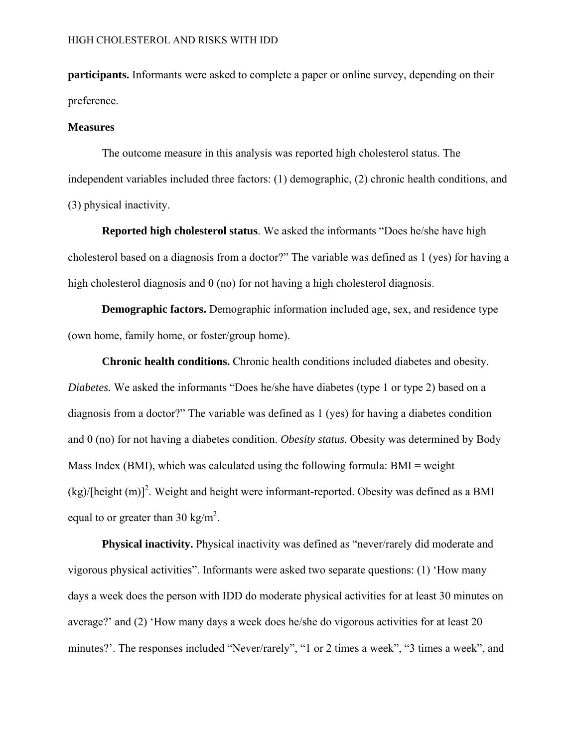**participants.** Informants were asked to complete a paper or online survey, depending on their preference.

## Measures

The outcome measure in this analysis was reported high cholesterol status. The independent variables included three factors: (1) demographic, (2) chronic health conditions, and (3) physical inactivity.

**Reported high cholesterol status**. We asked the informants "Does he/she have high cholesterol based on a diagnosis from a doctor?" The variable was defined as 1 (yes) for having a high cholesterol diagnosis and 0 (no) for not having a high cholesterol diagnosis.

**Demographic factors.** Demographic information included age, sex, and residence type (own home, family home, or foster/group home).

**Chronic health conditions.** Chronic health conditions included diabetes and obesity. *Diabetes.* We asked the informants "Does he/she have diabetes (type 1 or type 2) based on a diagnosis from a doctor?" The variable was defined as 1 (yes) for having a diabetes condition and 0 (no) for not having a diabetes condition. *Obesity status.* Obesity was determined by Body Mass Index (BMI), which was calculated using the following formula: BMI = weight (kg)/[height (m)]$^2$. Weight and height were informant-reported. Obesity was defined as a BMI equal to or greater than 30 kg/m$^2$.

**Physical inactivity.** Physical inactivity was defined as "never/rarely did moderate and vigorous physical activities". Informants were asked two separate questions: (1) 'How many days a week does the person with IDD do moderate physical activities for at least 30 minutes on average?' and (2) 'How many days a week does he/she do vigorous activities for at least 20 minutes?'. The responses included "Never/rarely", "1 or 2 times a week", "3 times a week", and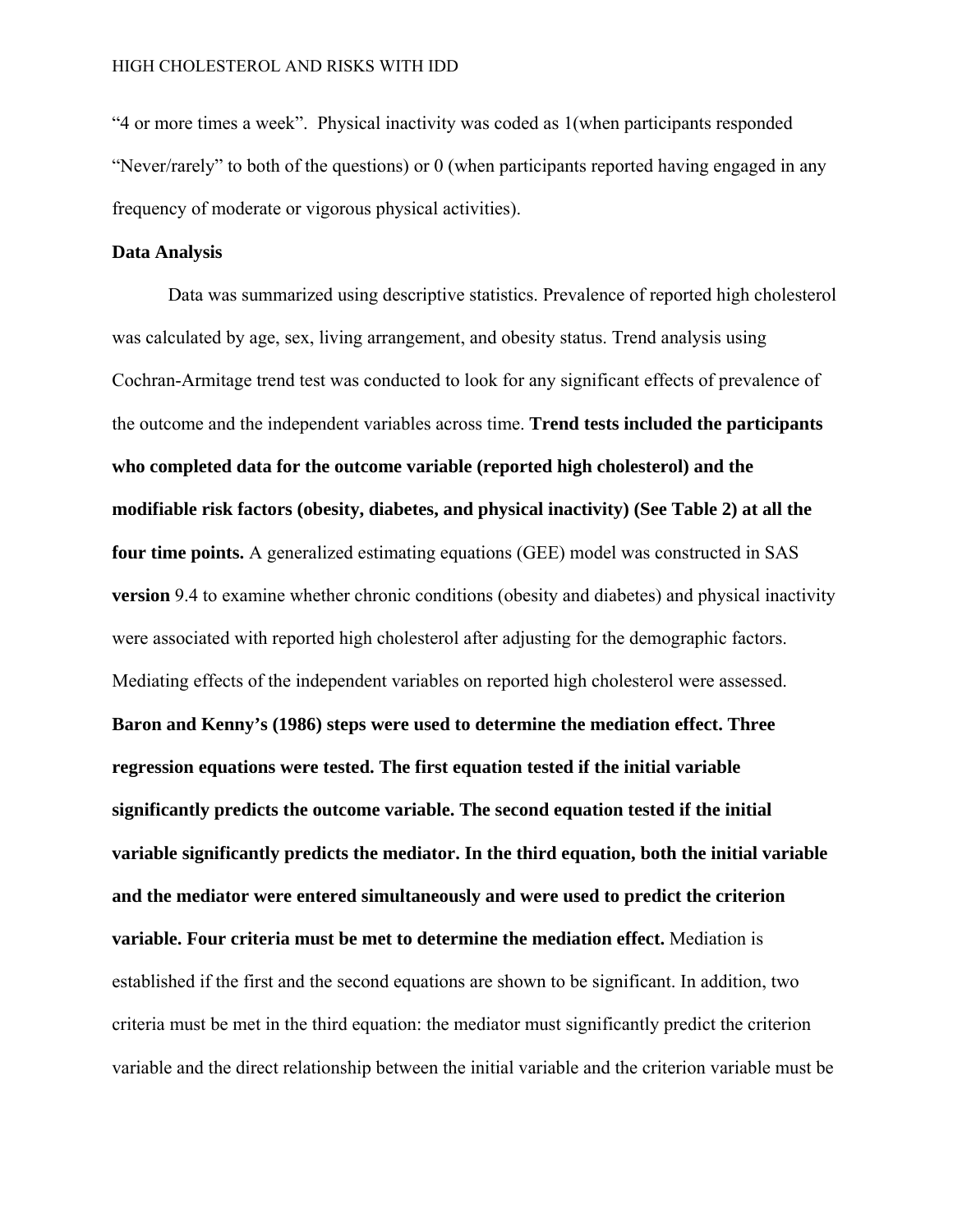"4 or more times a week". Physical inactivity was coded as 1(when participants responded "Never/rarely" to both of the questions) or 0 (when participants reported having engaged in any frequency of moderate or vigorous physical activities).

**Data Analysis**

Data was summarized using descriptive statistics. Prevalence of reported high cholesterol was calculated by age, sex, living arrangement, and obesity status. Trend analysis using Cochran-Armitage trend test was conducted to look for any significant effects of prevalence of the outcome and the independent variables across time. **Trend tests included the participants who completed data for the outcome variable (reported high cholesterol) and the modifiable risk factors (obesity, diabetes, and physical inactivity) (See Table 2) at all the four time points.** A generalized estimating equations (GEE) model was constructed in SAS **version** 9.4 to examine whether chronic conditions (obesity and diabetes) and physical inactivity were associated with reported high cholesterol after adjusting for the demographic factors. Mediating effects of the independent variables on reported high cholesterol were assessed. **Baron and Kenny's (1986) steps were used to determine the mediation effect. Three regression equations were tested. The first equation tested if the initial variable significantly predicts the outcome variable. The second equation tested if the initial variable significantly predicts the mediator. In the third equation, both the initial variable and the mediator were entered simultaneously and were used to predict the criterion variable. Four criteria must be met to determine the mediation effect.** Mediation is established if the first and the second equations are shown to be significant. In addition, two criteria must be met in the third equation: the mediator must significantly predict the criterion variable and the direct relationship between the initial variable and the criterion variable must be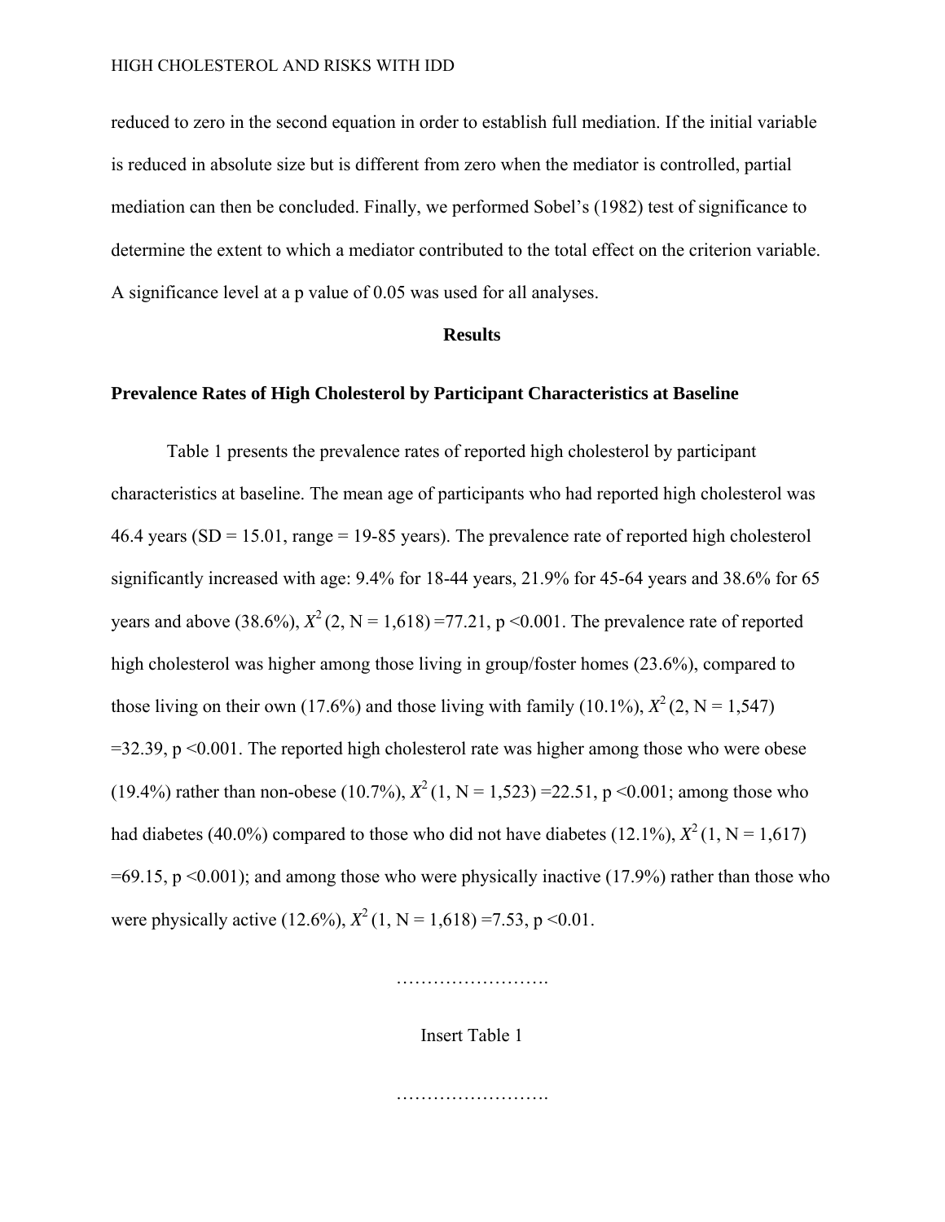reduced to zero in the second equation in order to establish full mediation. If the initial variable is reduced in absolute size but is different from zero when the mediator is controlled, partial mediation can then be concluded. Finally, we performed Sobel's (1982) test of significance to determine the extent to which a mediator contributed to the total effect on the criterion variable. A significance level at a p value of 0.05 was used for all analyses.

## Results

### Prevalence Rates of High Cholesterol by Participant Characteristics at Baseline

Table 1 presents the prevalence rates of reported high cholesterol by participant characteristics at baseline. The mean age of participants who had reported high cholesterol was 46.4 years (SD = 15.01, range = 19-85 years). The prevalence rate of reported high cholesterol significantly increased with age: 9.4% for 18-44 years, 21.9% for 45-64 years and 38.6% for 65 years and above (38.6%), $X^2$ (2, N = 1,618) =77.21, p <0.001. The prevalence rate of reported high cholesterol was higher among those living in group/foster homes (23.6%), compared to those living on their own (17.6%) and those living with family (10.1%), $X^2$ (2, N = 1,547) =32.39, p <0.001. The reported high cholesterol rate was higher among those who were obese (19.4%) rather than non-obese (10.7%), $X^2$ (1, N = 1,523) =22.51, p <0.001; among those who had diabetes (40.0%) compared to those who did not have diabetes (12.1%), $X^2$ (1, N = 1,617) =69.15, p <0.001); and among those who were physically inactive (17.9%) rather than those who were physically active (12.6%), $X^2$ (1, N = 1,618) =7.53, p <0.01.

…………………….

Insert Table 1

…………………….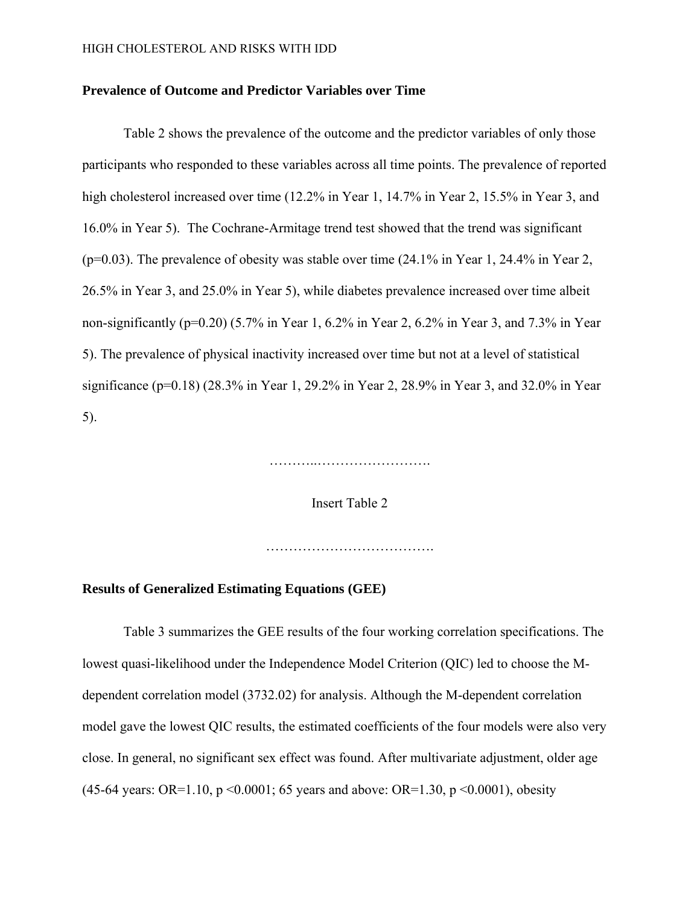### Prevalence of Outcome and Predictor Variables over Time

Table 2 shows the prevalence of the outcome and the predictor variables of only those participants who responded to these variables across all time points. The prevalence of reported high cholesterol increased over time (12.2% in Year 1, 14.7% in Year 2, 15.5% in Year 3, and 16.0% in Year 5). The Cochrane-Armitage trend test showed that the trend was significant ($p=0.03$). The prevalence of obesity was stable over time (24.1% in Year 1, 24.4% in Year 2, 26.5% in Year 3, and 25.0% in Year 5), while diabetes prevalence increased over time albeit non-significantly ($p=0.20$) (5.7% in Year 1, 6.2% in Year 2, 6.2% in Year 3, and 7.3% in Year 5). The prevalence of physical inactivity increased over time but not at a level of statistical significance ($p=0.18$) (28.3% in Year 1, 29.2% in Year 2, 28.9% in Year 3, and 32.0% in Year 5).

………..…………………….

Insert Table 2

……………………………….

### Results of Generalized Estimating Equations (GEE)

Table 3 summarizes the GEE results of the four working correlation specifications. The lowest quasi-likelihood under the Independence Model Criterion (QIC) led to choose the M-dependent correlation model (3732.02) for analysis. Although the M-dependent correlation model gave the lowest QIC results, the estimated coefficients of the four models were also very close. In general, no significant sex effect was found. After multivariate adjustment, older age (45-64 years: OR=1.10, $p < 0.0001$; 65 years and above: OR=1.30, $p < 0.0001$), obesity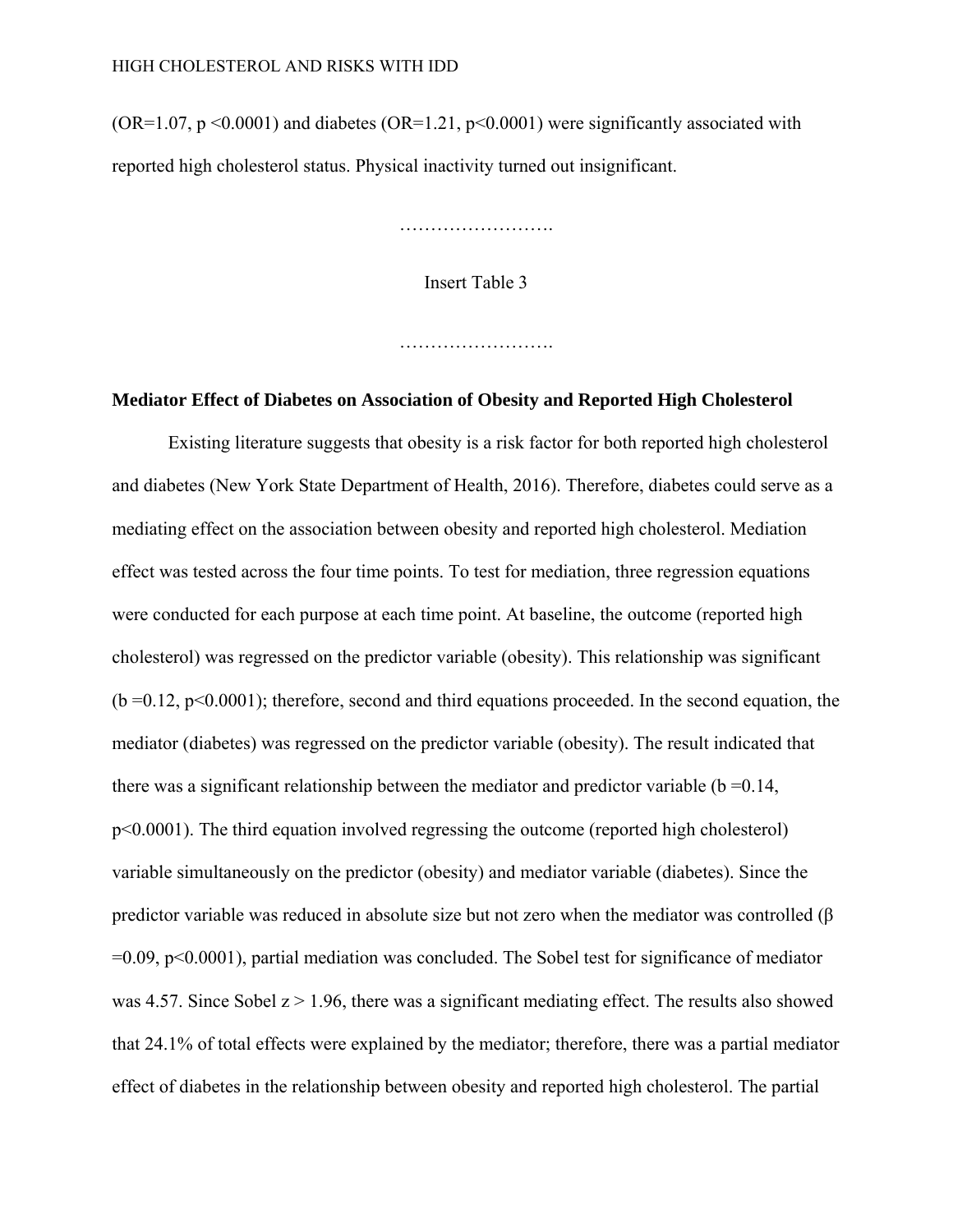(OR=1.07, $p < 0.0001$) and diabetes (OR=1.21, $p < 0.0001$) were significantly associated with reported high cholesterol status. Physical inactivity turned out insignificant.

…………………….

Insert Table 3

…………………….

**Mediator Effect of Diabetes on Association of Obesity and Reported High Cholesterol**

Existing literature suggests that obesity is a risk factor for both reported high cholesterol and diabetes (New York State Department of Health, 2016). Therefore, diabetes could serve as a mediating effect on the association between obesity and reported high cholesterol. Mediation effect was tested across the four time points. To test for mediation, three regression equations were conducted for each purpose at each time point. At baseline, the outcome (reported high cholesterol) was regressed on the predictor variable (obesity). This relationship was significant ($b = 0.12$, $p < 0.0001$); therefore, second and third equations proceeded. In the second equation, the mediator (diabetes) was regressed on the predictor variable (obesity). The result indicated that there was a significant relationship between the mediator and predictor variable ($b = 0.14$, $p < 0.0001$). The third equation involved regressing the outcome (reported high cholesterol) variable simultaneously on the predictor (obesity) and mediator variable (diabetes). Since the predictor variable was reduced in absolute size but not zero when the mediator was controlled ($\beta = 0.09$, $p < 0.0001$), partial mediation was concluded. The Sobel test for significance of mediator was 4.57. Since Sobel $z > 1.96$, there was a significant mediating effect. The results also showed that 24.1% of total effects were explained by the mediator; therefore, there was a partial mediator effect of diabetes in the relationship between obesity and reported high cholesterol. The partial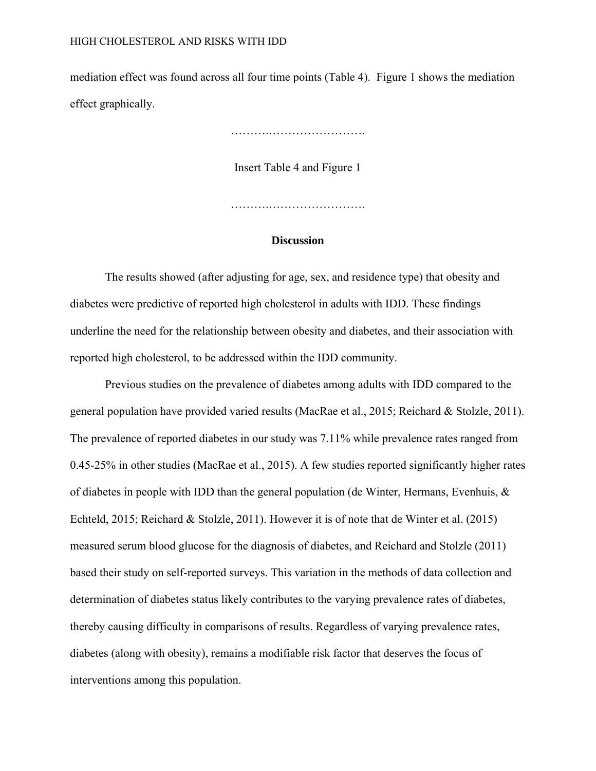mediation effect was found across all four time points (Table 4). Figure 1 shows the mediation effect graphically.

……….…………………….

Insert Table 4 and Figure 1

……….…………………….

## Discussion

The results showed (after adjusting for age, sex, and residence type) that obesity and diabetes were predictive of reported high cholesterol in adults with IDD. These findings underline the need for the relationship between obesity and diabetes, and their association with reported high cholesterol, to be addressed within the IDD community.

Previous studies on the prevalence of diabetes among adults with IDD compared to the general population have provided varied results (MacRae et al., 2015; Reichard & Stolzle, 2011). The prevalence of reported diabetes in our study was 7.11% while prevalence rates ranged from 0.45-25% in other studies (MacRae et al., 2015). A few studies reported significantly higher rates of diabetes in people with IDD than the general population (de Winter, Hermans, Evenhuis, & Echteld, 2015; Reichard & Stolzle, 2011). However it is of note that de Winter et al. (2015) measured serum blood glucose for the diagnosis of diabetes, and Reichard and Stolzle (2011) based their study on self-reported surveys. This variation in the methods of data collection and determination of diabetes status likely contributes to the varying prevalence rates of diabetes, thereby causing difficulty in comparisons of results. Regardless of varying prevalence rates, diabetes (along with obesity), remains a modifiable risk factor that deserves the focus of interventions among this population.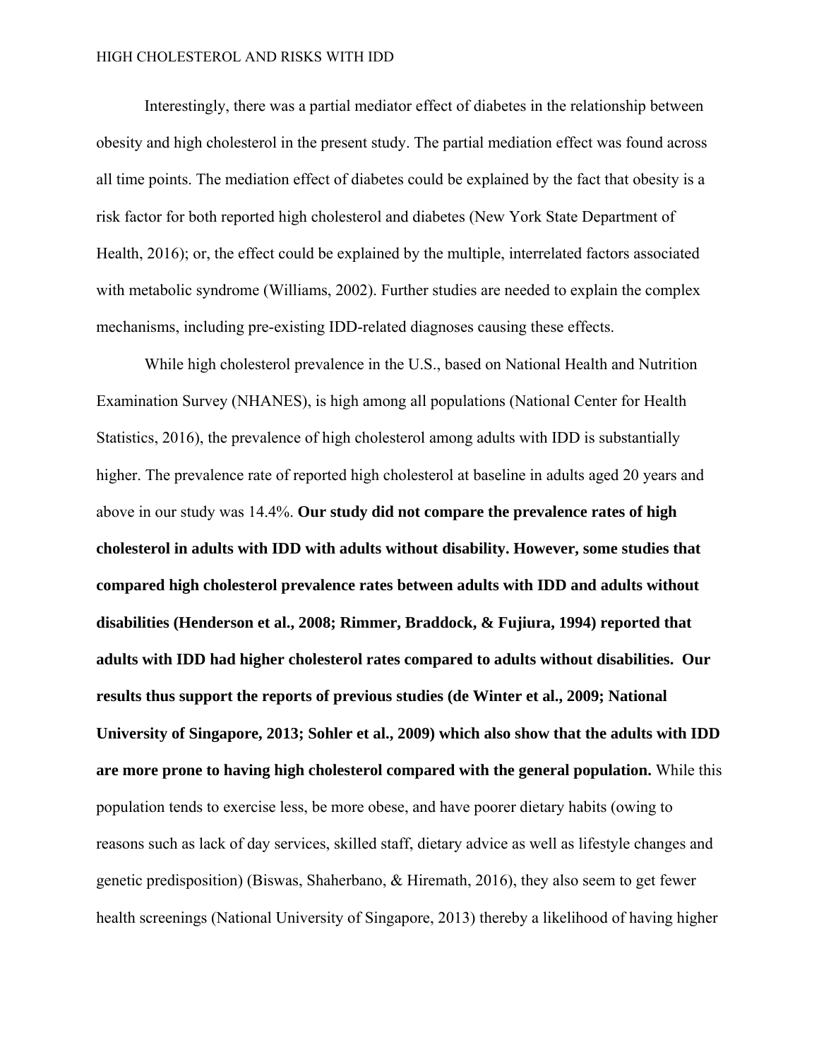Interestingly, there was a partial mediator effect of diabetes in the relationship between obesity and high cholesterol in the present study. The partial mediation effect was found across all time points. The mediation effect of diabetes could be explained by the fact that obesity is a risk factor for both reported high cholesterol and diabetes (New York State Department of Health, 2016); or, the effect could be explained by the multiple, interrelated factors associated with metabolic syndrome (Williams, 2002). Further studies are needed to explain the complex mechanisms, including pre-existing IDD-related diagnoses causing these effects.

While high cholesterol prevalence in the U.S., based on National Health and Nutrition Examination Survey (NHANES), is high among all populations (National Center for Health Statistics, 2016), the prevalence of high cholesterol among adults with IDD is substantially higher. The prevalence rate of reported high cholesterol at baseline in adults aged 20 years and above in our study was 14.4%. **Our study did not compare the prevalence rates of high cholesterol in adults with IDD with adults without disability. However, some studies that compared high cholesterol prevalence rates between adults with IDD and adults without disabilities (Henderson et al., 2008; Rimmer, Braddock, & Fujiura, 1994) reported that adults with IDD had higher cholesterol rates compared to adults without disabilities. Our results thus support the reports of previous studies (de Winter et al., 2009; National University of Singapore, 2013; Sohler et al., 2009) which also show that the adults with IDD are more prone to having high cholesterol compared with the general population.** While this population tends to exercise less, be more obese, and have poorer dietary habits (owing to reasons such as lack of day services, skilled staff, dietary advice as well as lifestyle changes and genetic predisposition) (Biswas, Shaherbano, & Hiremath, 2016), they also seem to get fewer health screenings (National University of Singapore, 2013) thereby a likelihood of having higher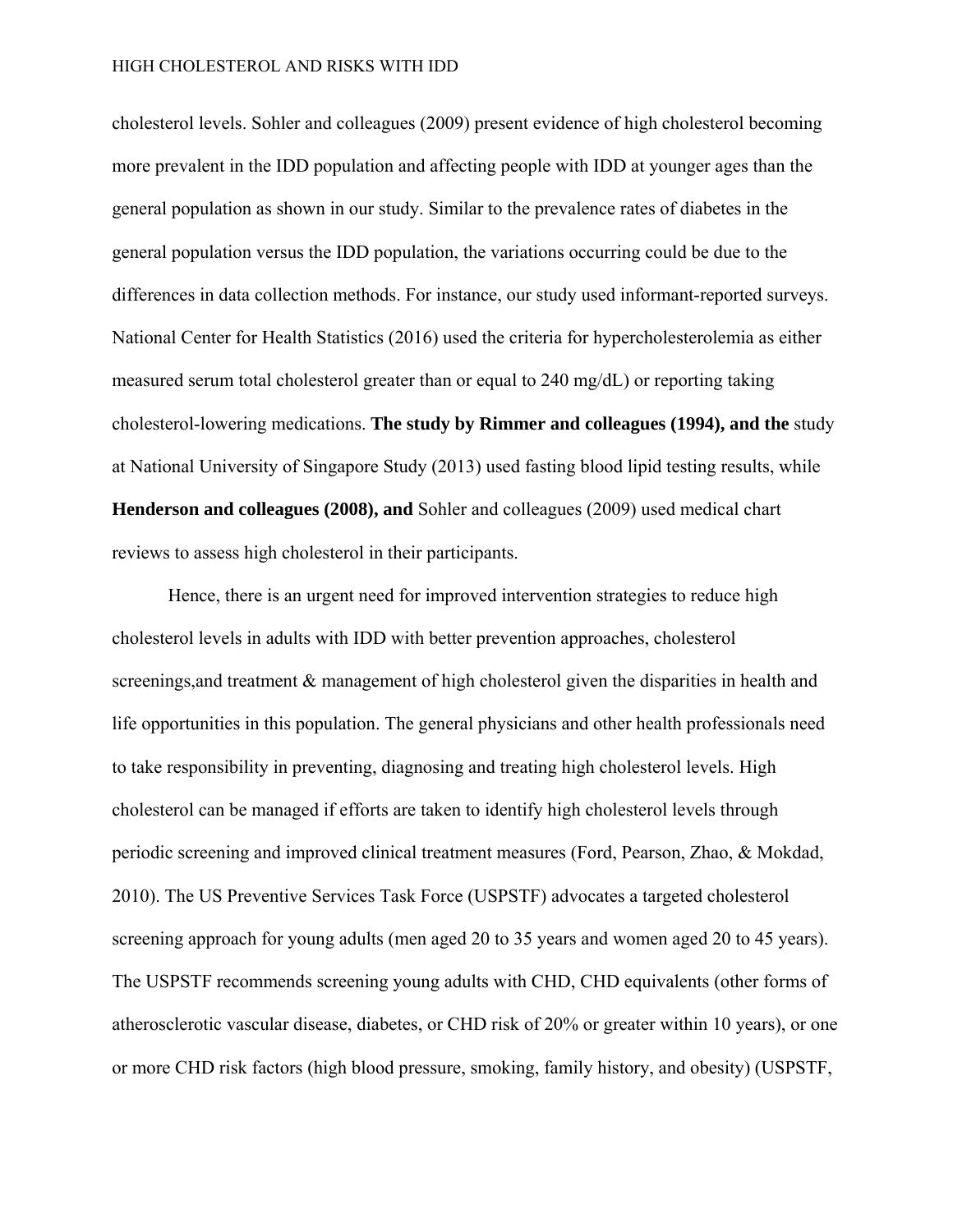cholesterol levels. Sohler and colleagues (2009) present evidence of high cholesterol becoming more prevalent in the IDD population and affecting people with IDD at younger ages than the general population as shown in our study. Similar to the prevalence rates of diabetes in the general population versus the IDD population, the variations occurring could be due to the differences in data collection methods. For instance, our study used informant-reported surveys. National Center for Health Statistics (2016) used the criteria for hypercholesterolemia as either measured serum total cholesterol greater than or equal to 240 mg/dL) or reporting taking cholesterol-lowering medications. **The study by Rimmer and colleagues (1994), and the** study at National University of Singapore Study (2013) used fasting blood lipid testing results, while **Henderson and colleagues (2008), and** Sohler and colleagues (2009) used medical chart reviews to assess high cholesterol in their participants.

Hence, there is an urgent need for improved intervention strategies to reduce high cholesterol levels in adults with IDD with better prevention approaches, cholesterol screenings,and treatment & management of high cholesterol given the disparities in health and life opportunities in this population. The general physicians and other health professionals need to take responsibility in preventing, diagnosing and treating high cholesterol levels. High cholesterol can be managed if efforts are taken to identify high cholesterol levels through periodic screening and improved clinical treatment measures (Ford, Pearson, Zhao, & Mokdad, 2010). The US Preventive Services Task Force (USPSTF) advocates a targeted cholesterol screening approach for young adults (men aged 20 to 35 years and women aged 20 to 45 years). The USPSTF recommends screening young adults with CHD, CHD equivalents (other forms of atherosclerotic vascular disease, diabetes, or CHD risk of 20% or greater within 10 years), or one or more CHD risk factors (high blood pressure, smoking, family history, and obesity) (USPSTF,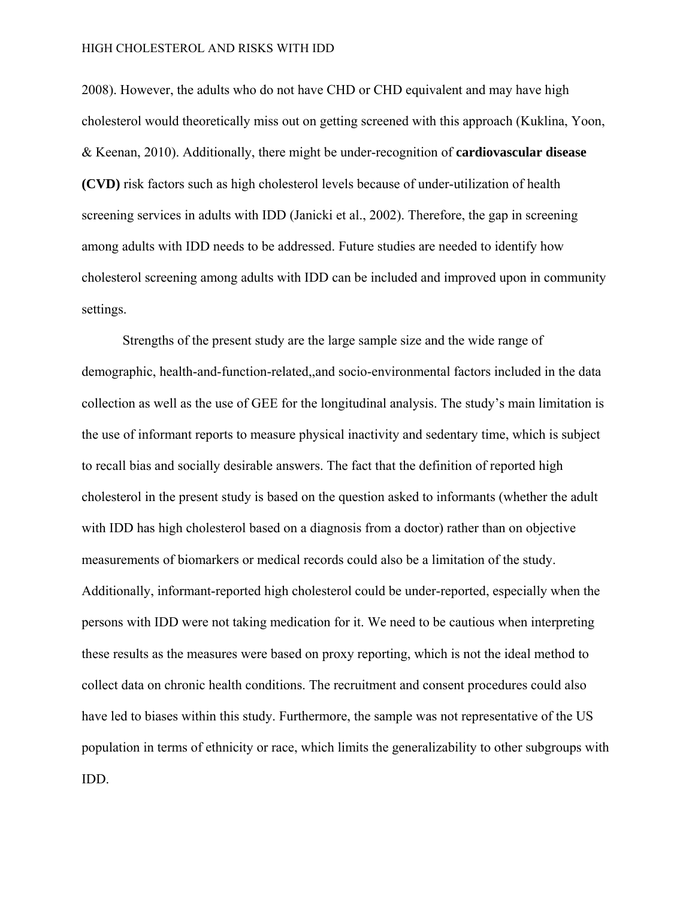2008). However, the adults who do not have CHD or CHD equivalent and may have high cholesterol would theoretically miss out on getting screened with this approach (Kuklina, Yoon, & Keenan, 2010). Additionally, there might be under-recognition of **cardiovascular disease (CVD)** risk factors such as high cholesterol levels because of under-utilization of health screening services in adults with IDD (Janicki et al., 2002). Therefore, the gap in screening among adults with IDD needs to be addressed. Future studies are needed to identify how cholesterol screening among adults with IDD can be included and improved upon in community settings.

Strengths of the present study are the large sample size and the wide range of demographic, health-and-function-related,,and socio-environmental factors included in the data collection as well as the use of GEE for the longitudinal analysis. The study's main limitation is the use of informant reports to measure physical inactivity and sedentary time, which is subject to recall bias and socially desirable answers. The fact that the definition of reported high cholesterol in the present study is based on the question asked to informants (whether the adult with IDD has high cholesterol based on a diagnosis from a doctor) rather than on objective measurements of biomarkers or medical records could also be a limitation of the study. Additionally, informant-reported high cholesterol could be under-reported, especially when the persons with IDD were not taking medication for it. We need to be cautious when interpreting these results as the measures were based on proxy reporting, which is not the ideal method to collect data on chronic health conditions. The recruitment and consent procedures could also have led to biases within this study. Furthermore, the sample was not representative of the US population in terms of ethnicity or race, which limits the generalizability to other subgroups with IDD.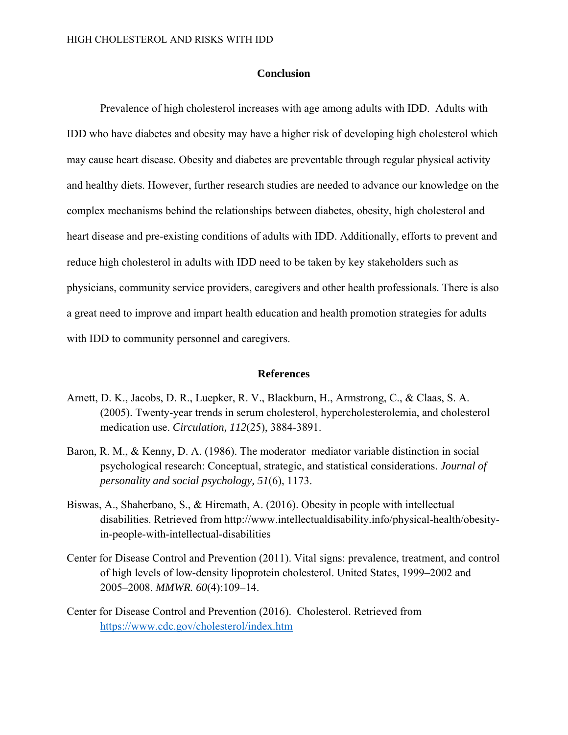## Conclusion

Prevalence of high cholesterol increases with age among adults with IDD. Adults with IDD who have diabetes and obesity may have a higher risk of developing high cholesterol which may cause heart disease. Obesity and diabetes are preventable through regular physical activity and healthy diets. However, further research studies are needed to advance our knowledge on the complex mechanisms behind the relationships between diabetes, obesity, high cholesterol and heart disease and pre-existing conditions of adults with IDD. Additionally, efforts to prevent and reduce high cholesterol in adults with IDD need to be taken by key stakeholders such as physicians, community service providers, caregivers and other health professionals. There is also a great need to improve and impart health education and health promotion strategies for adults with IDD to community personnel and caregivers.

## References

Arnett, D. K., Jacobs, D. R., Luepker, R. V., Blackburn, H., Armstrong, C., & Claas, S. A. (2005). Twenty-year trends in serum cholesterol, hypercholesterolemia, and cholesterol medication use. *Circulation, 112*(25), 3884-3891.

Baron, R. M., & Kenny, D. A. (1986). The moderator–mediator variable distinction in social psychological research: Conceptual, strategic, and statistical considerations. *Journal of personality and social psychology, 51*(6), 1173.

Biswas, A., Shaherbano, S., & Hiremath, A. (2016). Obesity in people with intellectual disabilities. Retrieved from http://www.intellectualdisability.info/physical-health/obesity-in-people-with-intellectual-disabilities

Center for Disease Control and Prevention (2011). Vital signs: prevalence, treatment, and control of high levels of low-density lipoprotein cholesterol. United States, 1999–2002 and 2005–2008. *MMWR. 60*(4):109–14.

Center for Disease Control and Prevention (2016). Cholesterol. Retrieved from https://www.cdc.gov/cholesterol/index.htm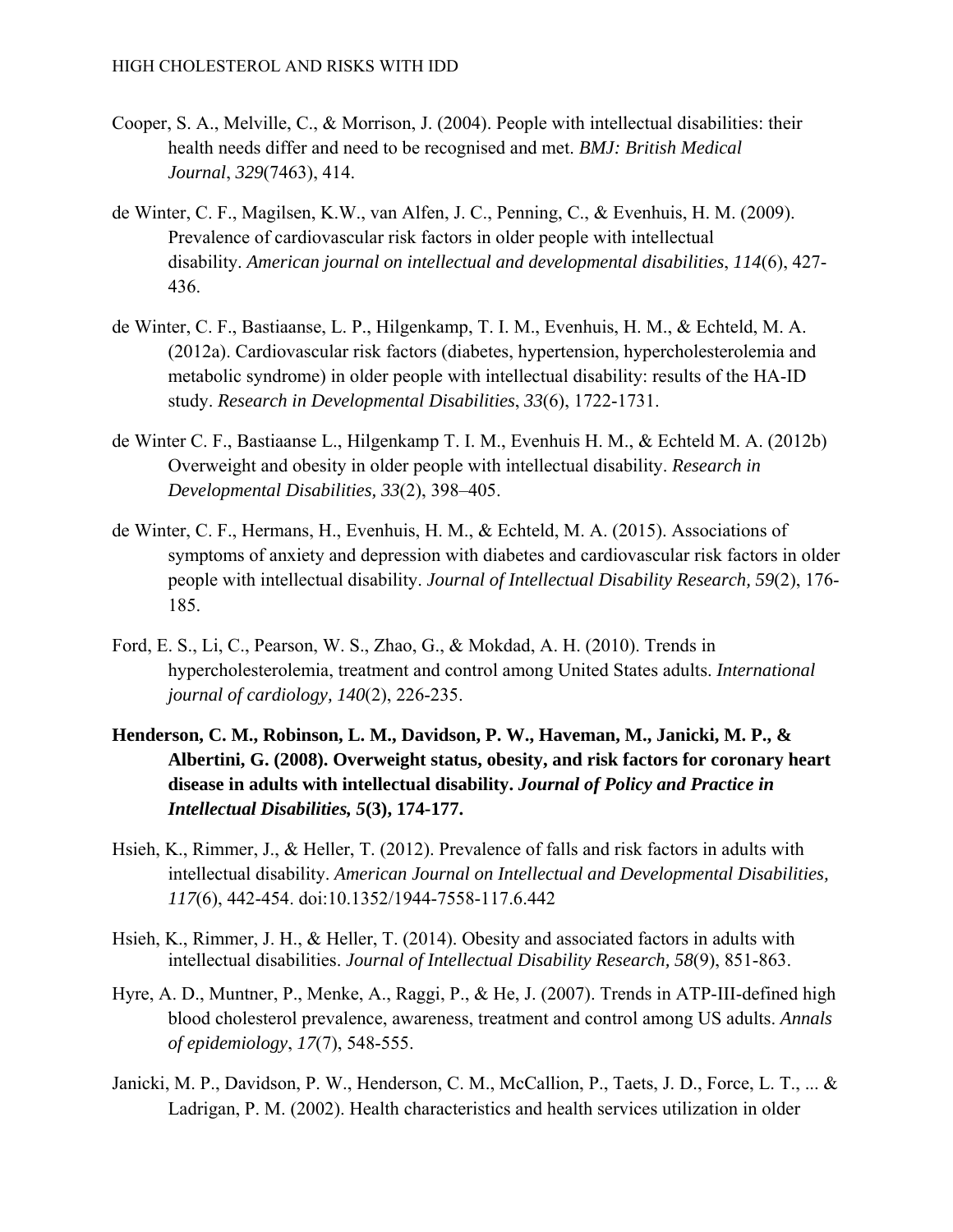Cooper, S. A., Melville, C., & Morrison, J. (2004). People with intellectual disabilities: their health needs differ and need to be recognised and met. *BMJ: British Medical Journal*, *329*(7463), 414.

de Winter, C. F., Magilsen, K.W., van Alfen, J. C., Penning, C., & Evenhuis, H. M. (2009). Prevalence of cardiovascular risk factors in older people with intellectual disability. *American journal on intellectual and developmental disabilities*, *114*(6), 427-436.

de Winter, C. F., Bastiaanse, L. P., Hilgenkamp, T. I. M., Evenhuis, H. M., & Echteld, M. A. (2012a). Cardiovascular risk factors (diabetes, hypertension, hypercholesterolemia and metabolic syndrome) in older people with intellectual disability: results of the HA-ID study. *Research in Developmental Disabilities*, *33*(6), 1722-1731.

de Winter C. F., Bastiaanse L., Hilgenkamp T. I. M., Evenhuis H. M., & Echteld M. A. (2012b) Overweight and obesity in older people with intellectual disability. *Research in Developmental Disabilities, 33*(2), 398–405.

de Winter, C. F., Hermans, H., Evenhuis, H. M., & Echteld, M. A. (2015). Associations of symptoms of anxiety and depression with diabetes and cardiovascular risk factors in older people with intellectual disability. *Journal of Intellectual Disability Research, 59*(2), 176-185.

Ford, E. S., Li, C., Pearson, W. S., Zhao, G., & Mokdad, A. H. (2010). Trends in hypercholesterolemia, treatment and control among United States adults. *International journal of cardiology, 140*(2), 226-235.

**Henderson, C. M., Robinson, L. M., Davidson, P. W., Haveman, M., Janicki, M. P., & Albertini, G. (2008). Overweight status, obesity, and risk factors for coronary heart disease in adults with intellectual disability. *Journal of Policy and Practice in Intellectual Disabilities, 5*(3), 174-177.**

Hsieh, K., Rimmer, J., & Heller, T. (2012). Prevalence of falls and risk factors in adults with intellectual disability. *American Journal on Intellectual and Developmental Disabilities, 117*(6), 442-454. doi:10.1352/1944-7558-117.6.442

Hsieh, K., Rimmer, J. H., & Heller, T. (2014). Obesity and associated factors in adults with intellectual disabilities. *Journal of Intellectual Disability Research, 58*(9), 851-863.

Hyre, A. D., Muntner, P., Menke, A., Raggi, P., & He, J. (2007). Trends in ATP-III-defined high blood cholesterol prevalence, awareness, treatment and control among US adults. *Annals of epidemiology*, *17*(7), 548-555.

Janicki, M. P., Davidson, P. W., Henderson, C. M., McCallion, P., Taets, J. D., Force, L. T., ... & Ladrigan, P. M. (2002). Health characteristics and health services utilization in older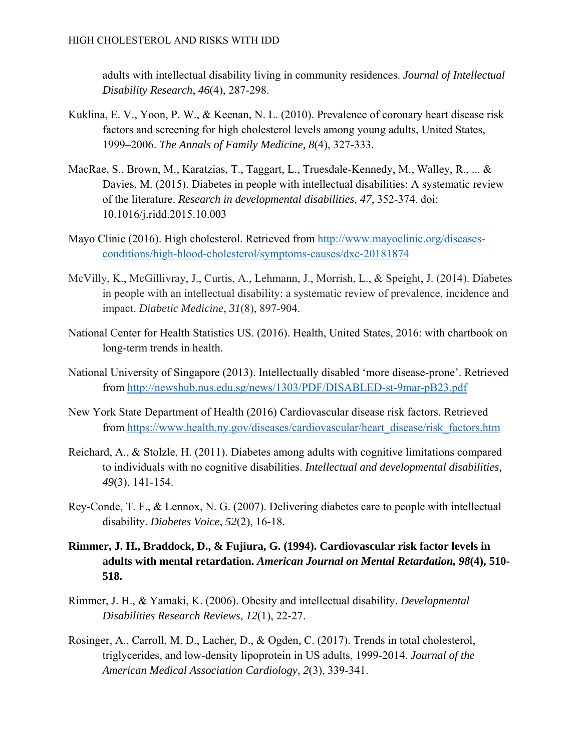adults with intellectual disability living in community residences. *Journal of Intellectual Disability Research*, *46*(4), 287-298.

Kuklina, E. V., Yoon, P. W., & Keenan, N. L. (2010). Prevalence of coronary heart disease risk factors and screening for high cholesterol levels among young adults, United States, 1999–2006. *The Annals of Family Medicine, 8*(4), 327-333.

MacRae, S., Brown, M., Karatzias, T., Taggart, L., Truesdale-Kennedy, M., Walley, R., ... & Davies, M. (2015). Diabetes in people with intellectual disabilities: A systematic review of the literature. *Research in developmental disabilities, 47*, 352-374. doi: 10.1016/j.ridd.2015.10.003

Mayo Clinic (2016). High cholesterol. Retrieved from http://www.mayoclinic.org/diseases-conditions/high-blood-cholesterol/symptoms-causes/dxc-20181874

McVilly, K., McGillivray, J., Curtis, A., Lehmann, J., Morrish, L., & Speight, J. (2014). Diabetes in people with an intellectual disability: a systematic review of prevalence, incidence and impact. *Diabetic Medicine*, *31*(8), 897-904.

National Center for Health Statistics US. (2016). Health, United States, 2016: with chartbook on long-term trends in health.

National University of Singapore (2013). Intellectually disabled 'more disease-prone'. Retrieved from http://newshub.nus.edu.sg/news/1303/PDF/DISABLED-st-9mar-pB23.pdf

New York State Department of Health (2016) Cardiovascular disease risk factors. Retrieved from https://www.health.ny.gov/diseases/cardiovascular/heart_disease/risk_factors.htm

Reichard, A., & Stolzle, H. (2011). Diabetes among adults with cognitive limitations compared to individuals with no cognitive disabilities. *Intellectual and developmental disabilities, 49*(3), 141-154.

Rey-Conde, T. F., & Lennox, N. G. (2007). Delivering diabetes care to people with intellectual disability. *Diabetes Voice*, *52*(2), 16-18.

**Rimmer, J. H., Braddock, D., & Fujiura, G. (1994). Cardiovascular risk factor levels in adults with mental retardation. *American Journal on Mental Retardation, 98*(4), 510-518.**

Rimmer, J. H., & Yamaki, K. (2006). Obesity and intellectual disability. *Developmental Disabilities Research Reviews*, *12*(1), 22-27.

Rosinger, A., Carroll, M. D., Lacher, D., & Ogden, C. (2017). Trends in total cholesterol, triglycerides, and low-density lipoprotein in US adults, 1999-2014. *Journal of the American Medical Association Cardiology, 2*(3), 339-341.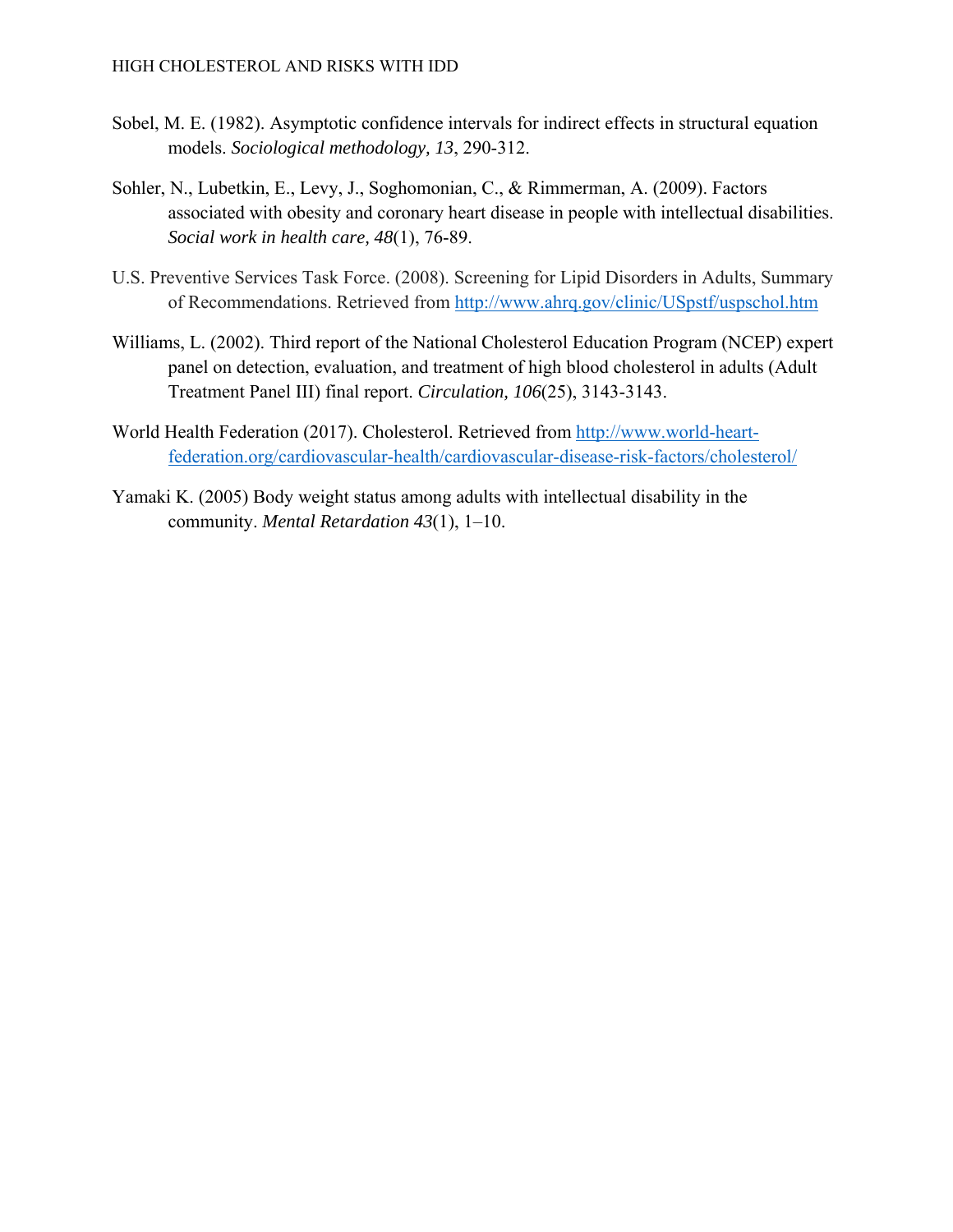Sobel, M. E. (1982). Asymptotic confidence intervals for indirect effects in structural equation models. *Sociological methodology, 13*, 290-312.

Sohler, N., Lubetkin, E., Levy, J., Soghomonian, C., & Rimmerman, A. (2009). Factors associated with obesity and coronary heart disease in people with intellectual disabilities. *Social work in health care, 48*(1), 76-89.

U.S. Preventive Services Task Force. (2008). Screening for Lipid Disorders in Adults, Summary of Recommendations. Retrieved from http://www.ahrq.gov/clinic/USpstf/uspschol.htm

Williams, L. (2002). Third report of the National Cholesterol Education Program (NCEP) expert panel on detection, evaluation, and treatment of high blood cholesterol in adults (Adult Treatment Panel III) final report. *Circulation, 106*(25), 3143-3143.

World Health Federation (2017). Cholesterol. Retrieved from http://www.world-heart-federation.org/cardiovascular-health/cardiovascular-disease-risk-factors/cholesterol/

Yamaki K. (2005) Body weight status among adults with intellectual disability in the community. *Mental Retardation 43*(1), 1–10.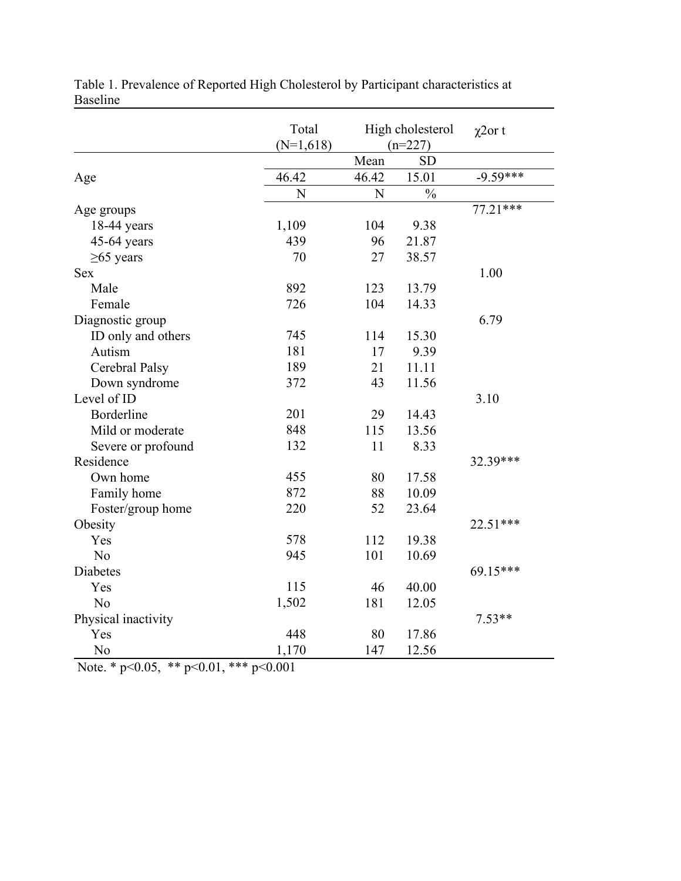Table 1. Prevalence of Reported High Cholesterol by Participant characteristics at Baseline

| | Total (N=1,618) | High cholesterol (n=227) | | χ2or t |
|---|---|---|---|---|
| | | Mean | SD | |
| Age | 46.42 | 46.42 | 15.01 | -9.59*** |
| | N | N | % | |
| Age groups | | | | 77.21*** |
| 18-44 years | 1,109 | 104 | 9.38 | |
| 45-64 years | 439 | 96 | 21.87 | |
| ≥65 years | 70 | 27 | 38.57 | |
| Sex | | | | 1.00 |
| Male | 892 | 123 | 13.79 | |
| Female | 726 | 104 | 14.33 | |
| Diagnostic group | | | | 6.79 |
| ID only and others | 745 | 114 | 15.30 | |
| Autism | 181 | 17 | 9.39 | |
| Cerebral Palsy | 189 | 21 | 11.11 | |
| Down syndrome | 372 | 43 | 11.56 | |
| Level of ID | | | | 3.10 |
| Borderline | 201 | 29 | 14.43 | |
| Mild or moderate | 848 | 115 | 13.56 | |
| Severe or profound | 132 | 11 | 8.33 | |
| Residence | | | | 32.39*** |
| Own home | 455 | 80 | 17.58 | |
| Family home | 872 | 88 | 10.09 | |
| Foster/group home | 220 | 52 | 23.64 | |
| Obesity | | | | 22.51*** |
| Yes | 578 | 112 | 19.38 | |
| No | 945 | 101 | 10.69 | |
| Diabetes | | | | 69.15*** |
| Yes | 115 | 46 | 40.00 | |
| No | 1,502 | 181 | 12.05 | |
| Physical inactivity | | | | 7.53** |
| Yes | 448 | 80 | 17.86 | |
| No | 1,170 | 147 | 12.56 | |

Note. * $p<0.05$, ** $p<0.01$, *** $p<0.001$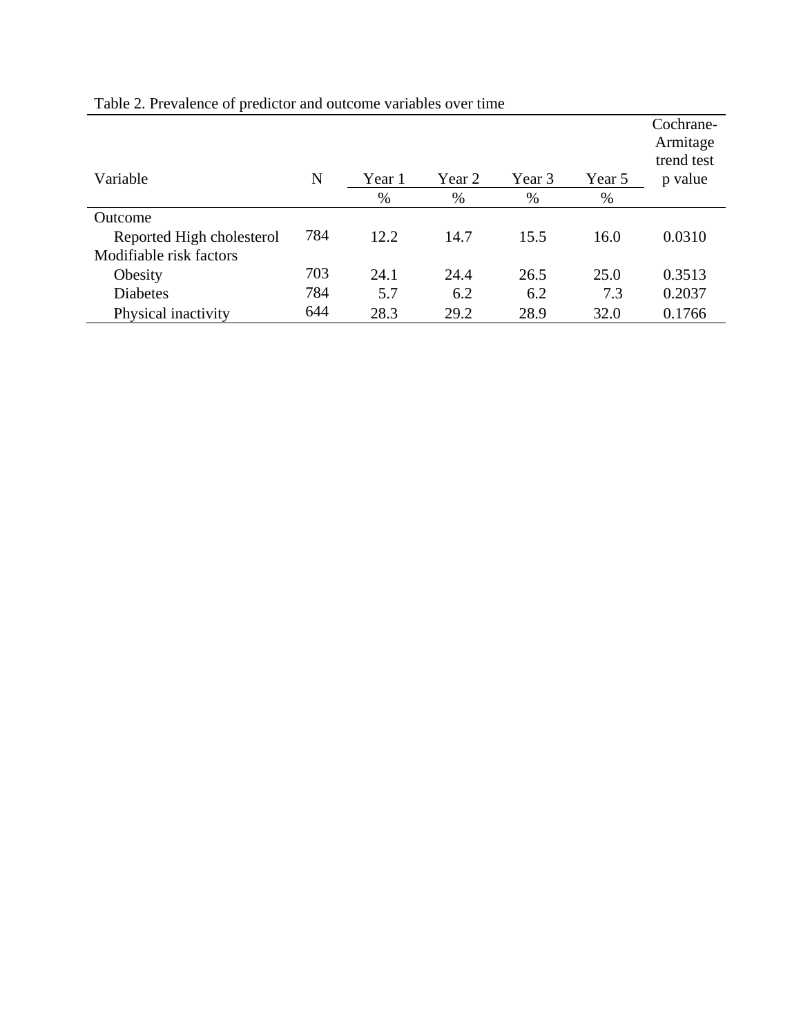Table 2. Prevalence of predictor and outcome variables over time

| Variable | N | Year 1 | Year 2 | Year 3 | Year 5 | Cochrane-Armitage trend test p value |
|---|---|---|---|---|---|---|
| | | % | % | % | % | |
| Outcome | | | | | | |
| Reported High cholesterol | 784 | 12.2 | 14.7 | 15.5 | 16.0 | 0.0310 |
| Modifiable risk factors | | | | | | |
| Obesity | 703 | 24.1 | 24.4 | 26.5 | 25.0 | 0.3513 |
| Diabetes | 784 | 5.7 | 6.2 | 6.2 | 7.3 | 0.2037 |
| Physical inactivity | 644 | 28.3 | 29.2 | 28.9 | 32.0 | 0.1766 |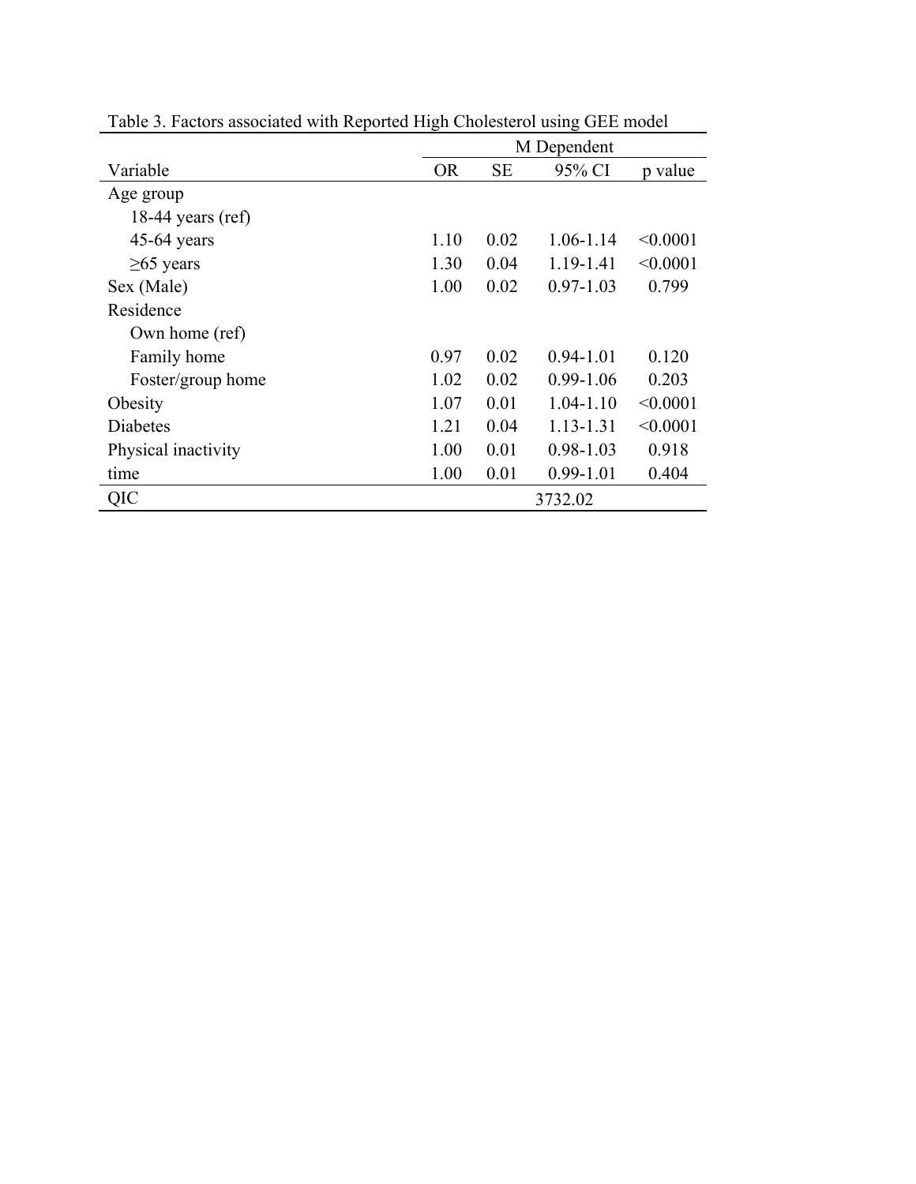Table 3. Factors associated with Reported High Cholesterol using GEE model

| | M Dependent | | | |
|---|---|---|---|---|
| Variable | OR | SE | 95% CI | p value |
| Age group | | | | |
| 18-44 years (ref) | | | | |
| 45-64 years | 1.10 | 0.02 | 1.06-1.14 | <0.0001 |
| ≥65 years | 1.30 | 0.04 | 1.19-1.41 | <0.0001 |
| Sex (Male) | 1.00 | 0.02 | 0.97-1.03 | 0.799 |
| Residence | | | | |
| Own home (ref) | | | | |
| Family home | 0.97 | 0.02 | 0.94-1.01 | 0.120 |
| Foster/group home | 1.02 | 0.02 | 0.99-1.06 | 0.203 |
| Obesity | 1.07 | 0.01 | 1.04-1.10 | <0.0001 |
| Diabetes | 1.21 | 0.04 | 1.13-1.31 | <0.0001 |
| Physical inactivity | 1.00 | 0.01 | 0.98-1.03 | 0.918 |
| time | 1.00 | 0.01 | 0.99-1.01 | 0.404 |
| QIC | 3732.02 | | | |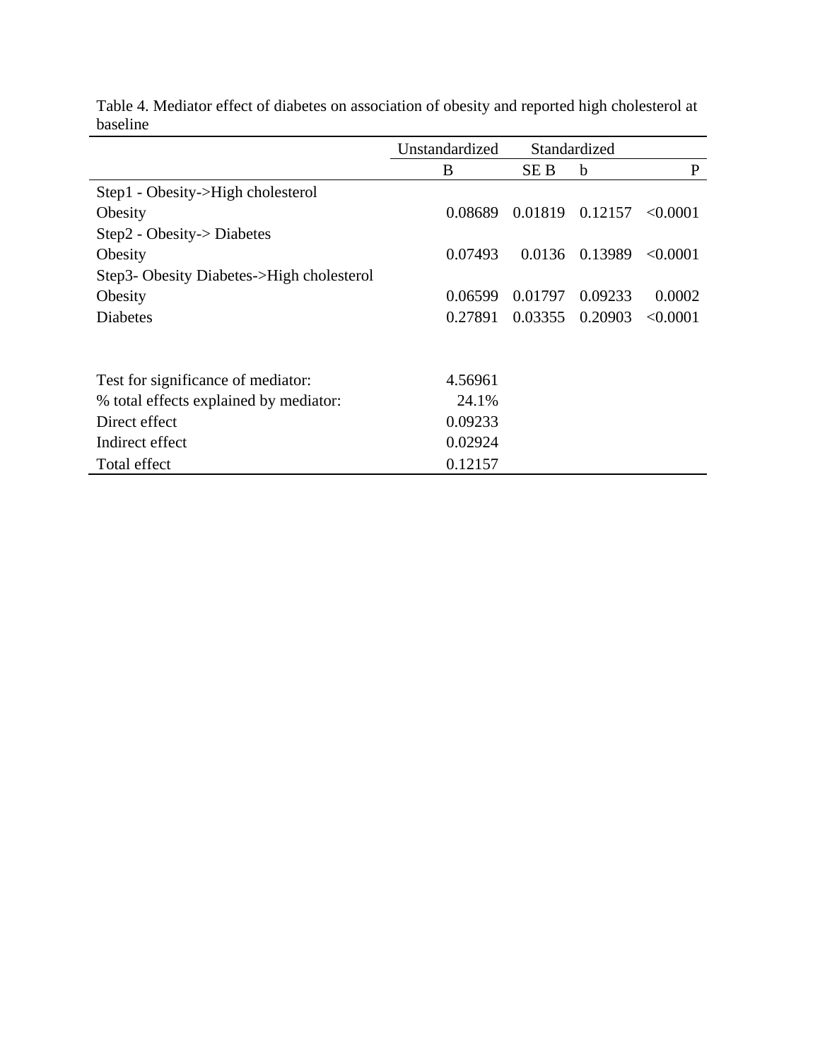Table 4. Mediator effect of diabetes on association of obesity and reported high cholesterol at baseline

| | Unstandardized | Standardized | | |
|---|---|---|---|---|
| | B | SE B | b | P |
| Step1 - Obesity->High cholesterol | | | | |
| Obesity | 0.08689 | 0.01819 | 0.12157 | <0.0001 |
| Step2 - Obesity-> Diabetes | | | | |
| Obesity | 0.07493 | 0.0136 | 0.13989 | <0.0001 |
| Step3- Obesity Diabetes->High cholesterol | | | | |
| Obesity | 0.06599 | 0.01797 | 0.09233 | 0.0002 |
| Diabetes | 0.27891 | 0.03355 | 0.20903 | <0.0001 |
| | | | | |
| Test for significance of mediator: | 4.56961 | | | |
| % total effects explained by mediator: | 24.1% | | | |
| Direct effect | 0.09233 | | | |
| Indirect effect | 0.02924 | | | |
| Total effect | 0.12157 | | | |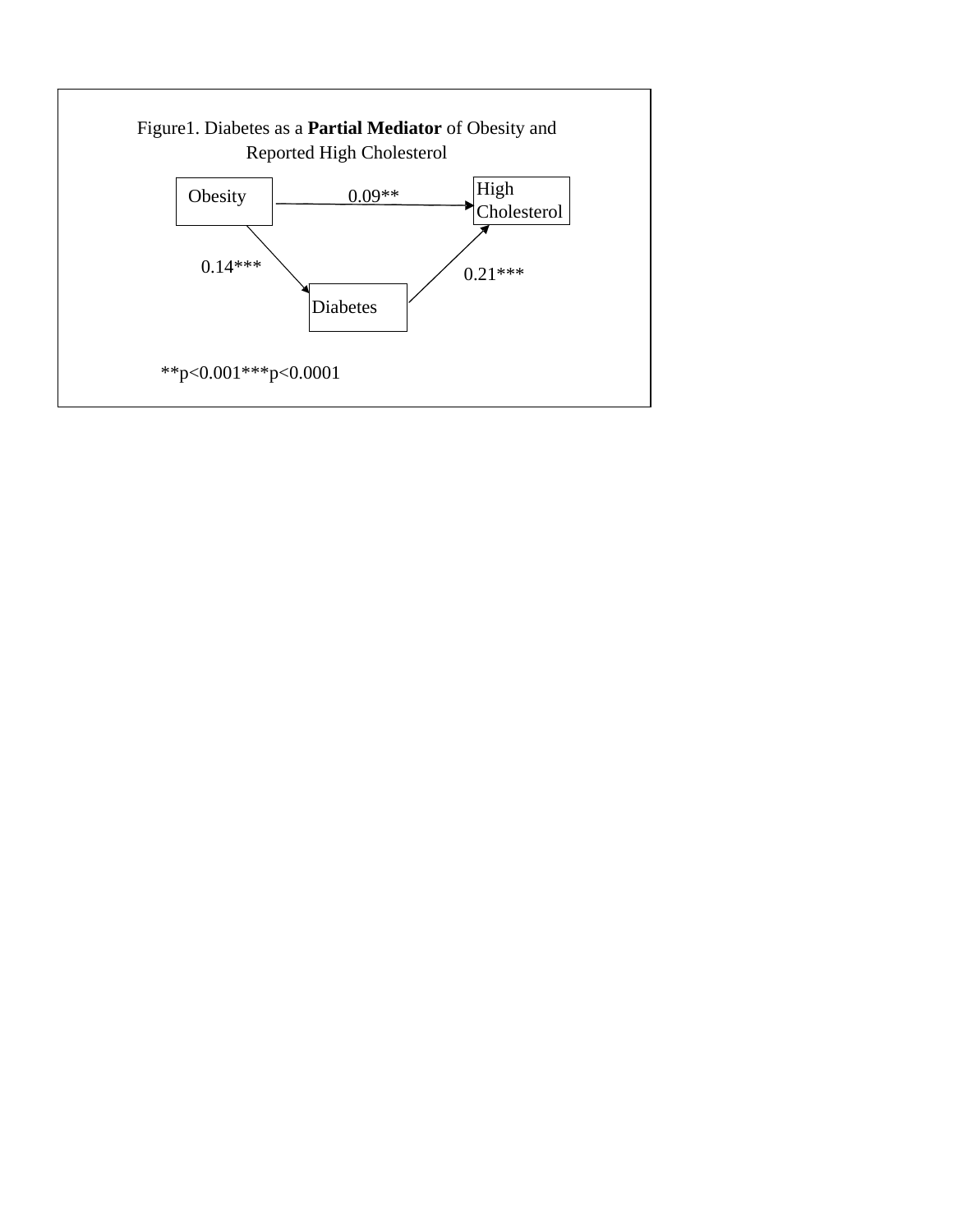Figure1. Diabetes as a **Partial Mediator** of Obesity and Reported High Cholesterol

Obesity

0.09**

High Cholesterol

0.14***

0.21***

Diabetes

**p<0.001***p<0.0001